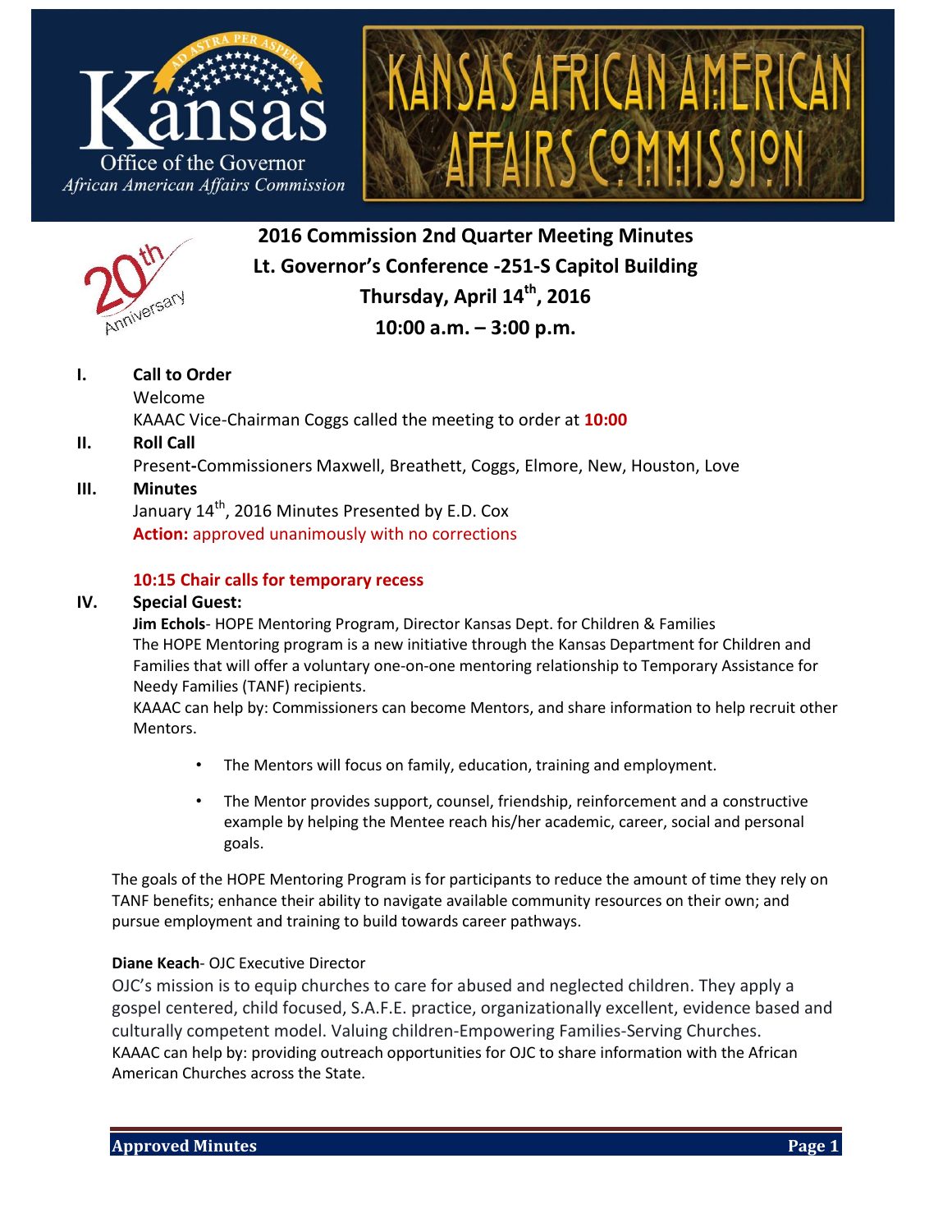Kansas
Office of the Governor
*African American Affairs Commission*

KANSAS AFRICAN AMERICAN AFFAIRS COMMISSION

20th Anniversary

# 2016 Commission 2nd Quarter Meeting Minutes

**Lt. Governor's Conference -251-S Capitol Building**

**Thursday, April 14th, 2016**

**10:00 a.m. – 3:00 p.m.**

**I. Call to Order**

Welcome

KAAAC Vice-Chairman Coggs called the meeting to order at **10:00**

**II. Roll Call**

Present-Commissioners Maxwell, Breathett, Coggs, Elmore, New, Houston, Love

**III. Minutes**

January 14th, 2016 Minutes Presented by E.D. Cox

**Action:** approved unanimously with no corrections

**10:15 Chair calls for temporary recess**

**IV. Special Guest:**

**Jim Echols**- HOPE Mentoring Program, Director Kansas Dept. for Children & Families

The HOPE Mentoring program is a new initiative through the Kansas Department for Children and Families that will offer a voluntary one-on-one mentoring relationship to Temporary Assistance for Needy Families (TANF) recipients.

KAAAC can help by: Commissioners can become Mentors, and share information to help recruit other Mentors.

- The Mentors will focus on family, education, training and employment.
- The Mentor provides support, counsel, friendship, reinforcement and a constructive example by helping the Mentee reach his/her academic, career, social and personal goals.

The goals of the HOPE Mentoring Program is for participants to reduce the amount of time they rely on TANF benefits; enhance their ability to navigate available community resources on their own; and pursue employment and training to build towards career pathways.

**Diane Keach**- OJC Executive Director

OJC's mission is to equip churches to care for abused and neglected children. They apply a gospel centered, child focused, S.A.F.E. practice, organizationally excellent, evidence based and culturally competent model. Valuing children-Empowering Families-Serving Churches.

KAAAC can help by: providing outreach opportunities for OJC to share information with the African American Churches across the State.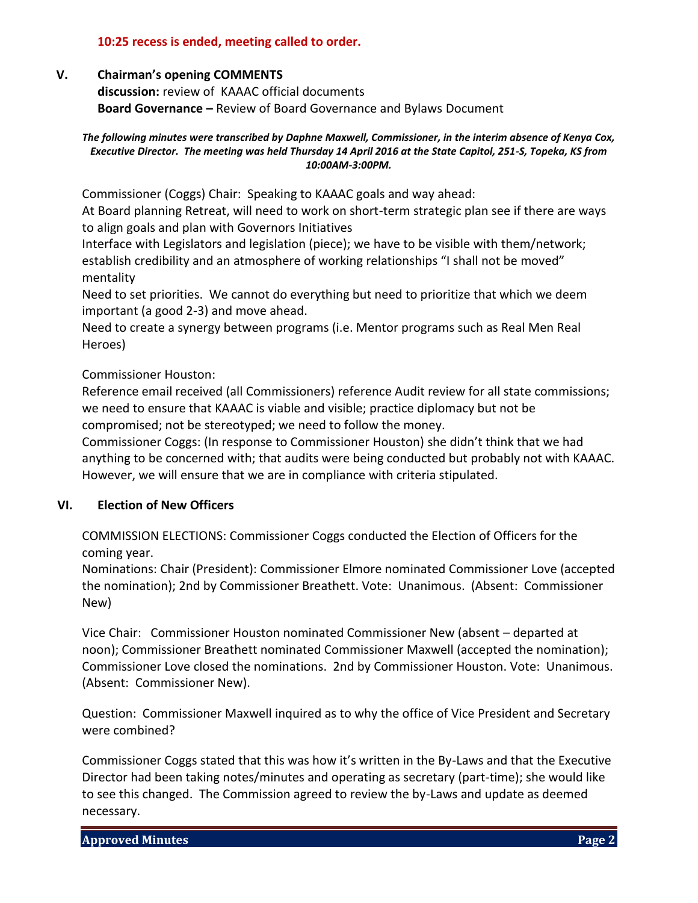**10:25 recess is ended, meeting called to order.**

## V. Chairman's opening COMMENTS

**discussion:** review of KAAAC official documents

**Board Governance –** Review of Board Governance and Bylaws Document

***The following minutes were transcribed by Daphne Maxwell, Commissioner, in the interim absence of Kenya Cox, Executive Director. The meeting was held Thursday 14 April 2016 at the State Capitol, 251-S, Topeka, KS from 10:00AM-3:00PM.***

Commissioner (Coggs) Chair: Speaking to KAAAC goals and way ahead:

At Board planning Retreat, will need to work on short-term strategic plan see if there are ways to align goals and plan with Governors Initiatives

Interface with Legislators and legislation (piece); we have to be visible with them/network; establish credibility and an atmosphere of working relationships "I shall not be moved" mentality

Need to set priorities. We cannot do everything but need to prioritize that which we deem important (a good 2-3) and move ahead.

Need to create a synergy between programs (i.e. Mentor programs such as Real Men Real Heroes)

Commissioner Houston:

Reference email received (all Commissioners) reference Audit review for all state commissions; we need to ensure that KAAAC is viable and visible; practice diplomacy but not be compromised; not be stereotyped; we need to follow the money.

Commissioner Coggs: (In response to Commissioner Houston) she didn't think that we had anything to be concerned with; that audits were being conducted but probably not with KAAAC. However, we will ensure that we are in compliance with criteria stipulated.

## VI. Election of New Officers

COMMISSION ELECTIONS: Commissioner Coggs conducted the Election of Officers for the coming year.

Nominations: Chair (President): Commissioner Elmore nominated Commissioner Love (accepted the nomination); 2nd by Commissioner Breathett. Vote: Unanimous. (Absent: Commissioner New)

Vice Chair: Commissioner Houston nominated Commissioner New (absent – departed at noon); Commissioner Breathett nominated Commissioner Maxwell (accepted the nomination); Commissioner Love closed the nominations. 2nd by Commissioner Houston. Vote: Unanimous. (Absent: Commissioner New).

Question: Commissioner Maxwell inquired as to why the office of Vice President and Secretary were combined?

Commissioner Coggs stated that this was how it's written in the By-Laws and that the Executive Director had been taking notes/minutes and operating as secretary (part-time); she would like to see this changed. The Commission agreed to review the by-Laws and update as deemed necessary.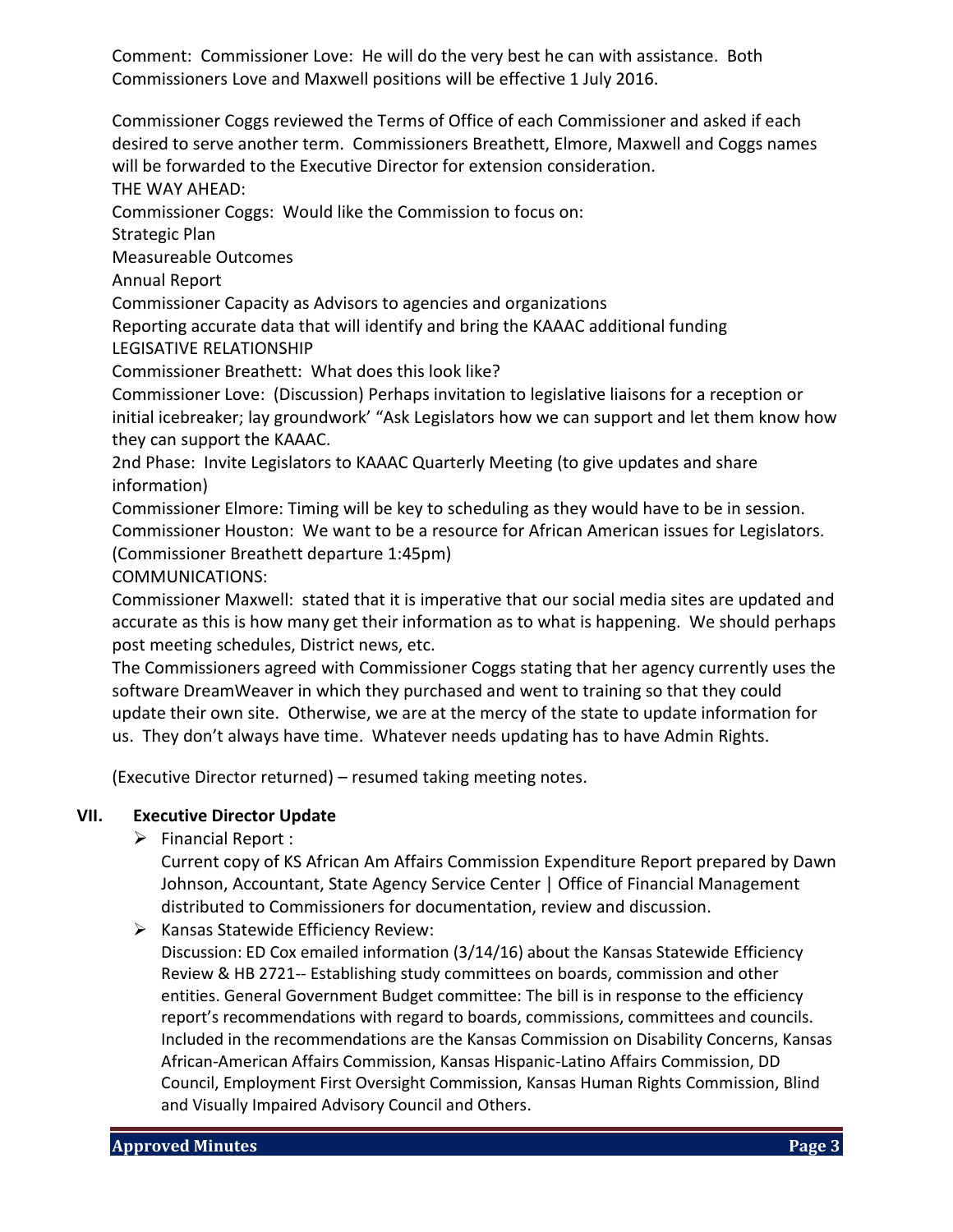Comment: Commissioner Love: He will do the very best he can with assistance. Both Commissioners Love and Maxwell positions will be effective 1 July 2016.

Commissioner Coggs reviewed the Terms of Office of each Commissioner and asked if each desired to serve another term. Commissioners Breathett, Elmore, Maxwell and Coggs names will be forwarded to the Executive Director for extension consideration.
THE WAY AHEAD:
Commissioner Coggs: Would like the Commission to focus on:
Strategic Plan
Measureable Outcomes
Annual Report
Commissioner Capacity as Advisors to agencies and organizations
Reporting accurate data that will identify and bring the KAAAC additional funding
LEGISATIVE RELATIONSHIP
Commissioner Breathett: What does this look like?
Commissioner Love: (Discussion) Perhaps invitation to legislative liaisons for a reception or initial icebreaker; lay groundwork' "Ask Legislators how we can support and let them know how they can support the KAAAC.
2nd Phase: Invite Legislators to KAAAC Quarterly Meeting (to give updates and share information)
Commissioner Elmore: Timing will be key to scheduling as they would have to be in session.
Commissioner Houston: We want to be a resource for African American issues for Legislators.
(Commissioner Breathett departure 1:45pm)
COMMUNICATIONS:
Commissioner Maxwell: stated that it is imperative that our social media sites are updated and accurate as this is how many get their information as to what is happening. We should perhaps post meeting schedules, District news, etc.
The Commissioners agreed with Commissioner Coggs stating that her agency currently uses the software DreamWeaver in which they purchased and went to training so that they could update their own site. Otherwise, we are at the mercy of the state to update information for us. They don't always have time. Whatever needs updating has to have Admin Rights.

(Executive Director returned) – resumed taking meeting notes.

## VII. Executive Director Update

- Financial Report :
  Current copy of KS African Am Affairs Commission Expenditure Report prepared by Dawn Johnson, Accountant, State Agency Service Center | Office of Financial Management distributed to Commissioners for documentation, review and discussion.
- Kansas Statewide Efficiency Review:
  Discussion: ED Cox emailed information (3/14/16) about the Kansas Statewide Efficiency Review & HB 2721-- Establishing study committees on boards, commission and other entities. General Government Budget committee: The bill is in response to the efficiency report's recommendations with regard to boards, commissions, committees and councils. Included in the recommendations are the Kansas Commission on Disability Concerns, Kansas African-American Affairs Commission, Kansas Hispanic-Latino Affairs Commission, DD Council, Employment First Oversight Commission, Kansas Human Rights Commission, Blind and Visually Impaired Advisory Council and Others.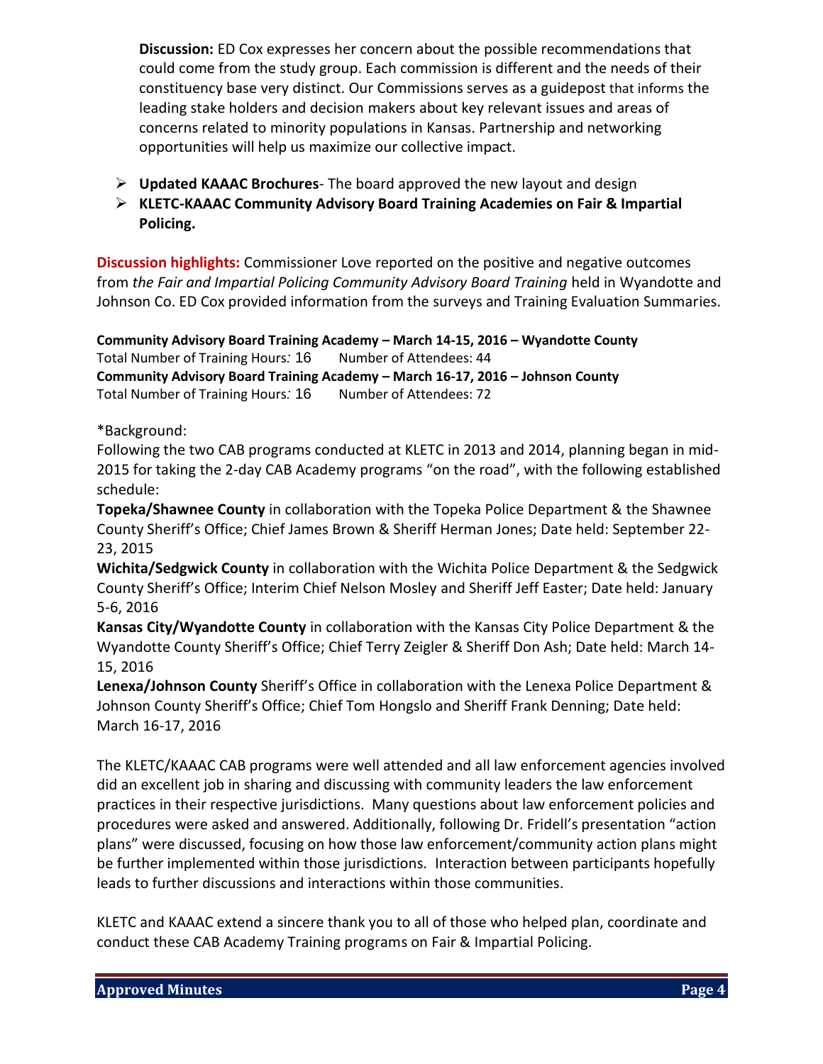**Discussion:** ED Cox expresses her concern about the possible recommendations that could come from the study group. Each commission is different and the needs of their constituency base very distinct. Our Commissions serves as a guidepost that informs the leading stake holders and decision makers about key relevant issues and areas of concerns related to minority populations in Kansas. Partnership and networking opportunities will help us maximize our collective impact.

- **Updated KAAAC Brochures**- The board approved the new layout and design
- **KLETC-KAAAC Community Advisory Board Training Academies on Fair & Impartial Policing.**

**Discussion highlights:** Commissioner Love reported on the positive and negative outcomes from *the Fair and Impartial Policing Community Advisory Board Training* held in Wyandotte and Johnson Co. ED Cox provided information from the surveys and Training Evaluation Summaries.

**Community Advisory Board Training Academy – March 14-15, 2016 – Wyandotte County**
Total Number of Training Hours*:* 16 Number of Attendees: 44
**Community Advisory Board Training Academy – March 16-17, 2016 – Johnson County**
Total Number of Training Hours*:* 16 Number of Attendees: 72

*Background:
Following the two CAB programs conducted at KLETC in 2013 and 2014, planning began in mid-2015 for taking the 2-day CAB Academy programs "on the road", with the following established schedule:
**Topeka/Shawnee County** in collaboration with the Topeka Police Department & the Shawnee County Sheriff's Office; Chief James Brown & Sheriff Herman Jones; Date held: September 22-23, 2015
**Wichita/Sedgwick County** in collaboration with the Wichita Police Department & the Sedgwick County Sheriff's Office; Interim Chief Nelson Mosley and Sheriff Jeff Easter; Date held: January 5-6, 2016
**Kansas City/Wyandotte County** in collaboration with the Kansas City Police Department & the Wyandotte County Sheriff's Office; Chief Terry Zeigler & Sheriff Don Ash; Date held: March 14-15, 2016
**Lenexa/Johnson County** Sheriff's Office in collaboration with the Lenexa Police Department & Johnson County Sheriff's Office; Chief Tom Hongslo and Sheriff Frank Denning; Date held: March 16-17, 2016

The KLETC/KAAAC CAB programs were well attended and all law enforcement agencies involved did an excellent job in sharing and discussing with community leaders the law enforcement practices in their respective jurisdictions. Many questions about law enforcement policies and procedures were asked and answered. Additionally, following Dr. Fridell's presentation "action plans" were discussed, focusing on how those law enforcement/community action plans might be further implemented within those jurisdictions. Interaction between participants hopefully leads to further discussions and interactions within those communities.

KLETC and KAAAC extend a sincere thank you to all of those who helped plan, coordinate and conduct these CAB Academy Training programs on Fair & Impartial Policing.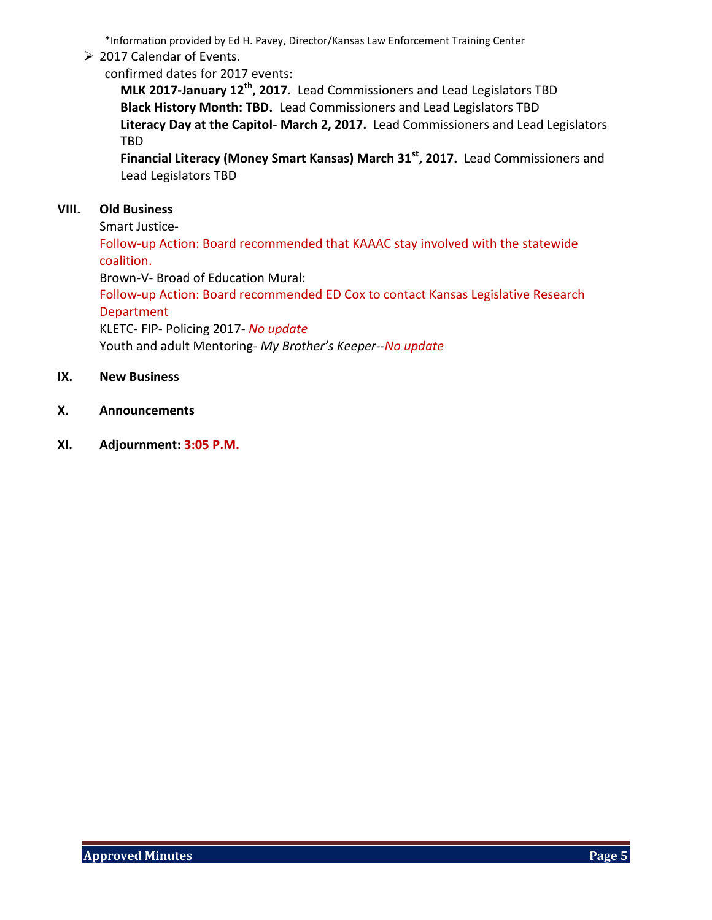*Information provided by Ed H. Pavey, Director/Kansas Law Enforcement Training Center

- 2017 Calendar of Events.

  confirmed dates for 2017 events:

  **MLK 2017-January 12th, 2017.** Lead Commissioners and Lead Legislators TBD

  **Black History Month: TBD.** Lead Commissioners and Lead Legislators TBD

  **Literacy Day at the Capitol- March 2, 2017.** Lead Commissioners and Lead Legislators TBD

  **Financial Literacy (Money Smart Kansas) March 31st, 2017.** Lead Commissioners and Lead Legislators TBD

**VIII. Old Business**

Smart Justice-

Follow-up Action: Board recommended that KAAAC stay involved with the statewide coalition.

Brown-V- Broad of Education Mural:

Follow-up Action: Board recommended ED Cox to contact Kansas Legislative Research Department

KLETC- FIP- Policing 2017- *No update*

Youth and adult Mentoring- *My Brother's Keeper*--*No update*

**IX. New Business**

**X. Announcements**

**XI. Adjournment: 3:05 P.M.**

**Approved Minutes**